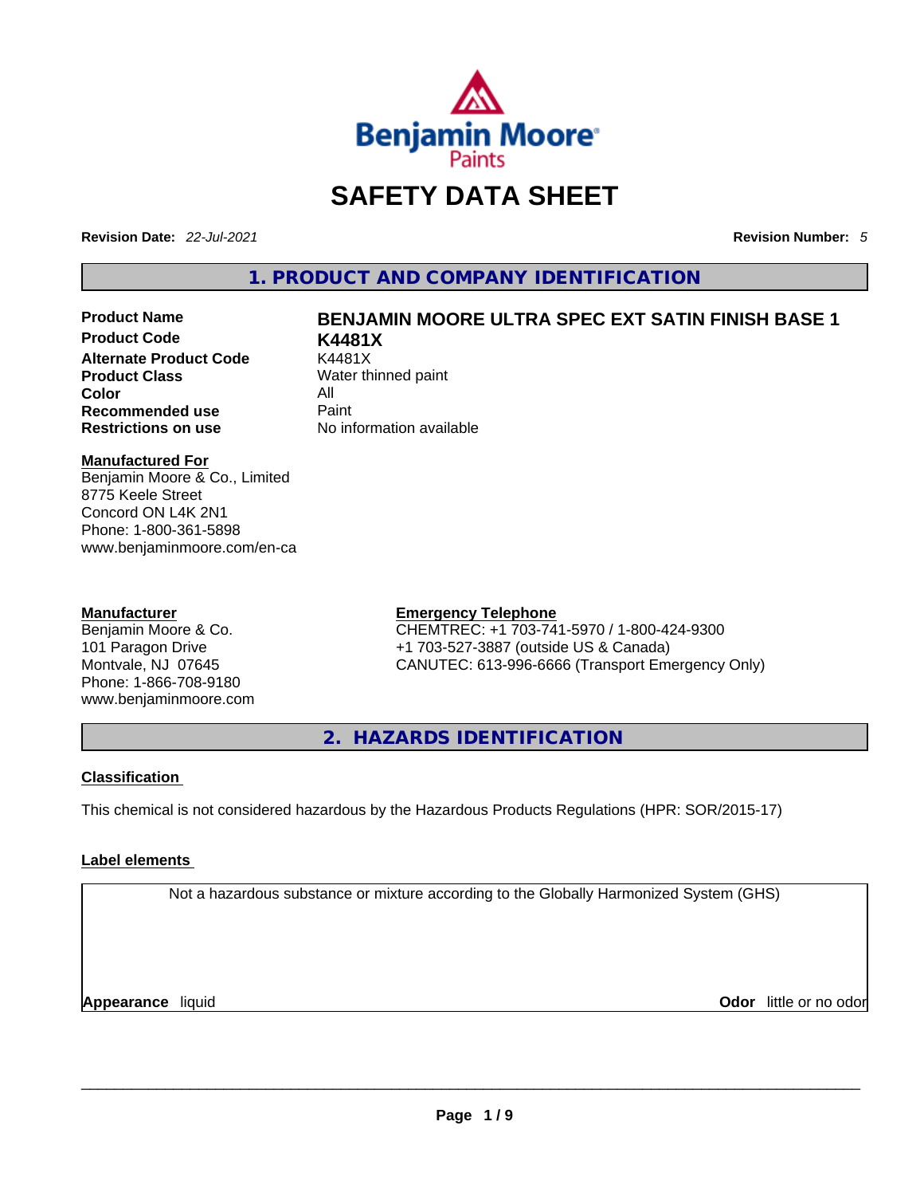# SAFETY DATA SHEET

**Revision Date:** *22-Jul-2021*

**Revision Number:** *5*

## 1. PRODUCT AND COMPANY IDENTIFICATION

| | |
|---|---|
| **Product Name** | **BENJAMIN MOORE ULTRA SPEC EXT SATIN FINISH BASE 1** |
| **Product Code** | **K4481X** |
| **Alternate Product Code** | K4481X |
| **Product Class** | Water thinned paint |
| **Color** | All |
| **Recommended use** | Paint |
| **Restrictions on use** | No information available |

**Manufactured For**
Benjamin Moore & Co., Limited
8775 Keele Street
Concord ON L4K 2N1
Phone: 1-800-361-5898
www.benjaminmoore.com/en-ca

**Manufacturer**
Benjamin Moore & Co.
101 Paragon Drive
Montvale, NJ 07645
Phone: 1-866-708-9180
www.benjaminmoore.com

**Emergency Telephone**
CHEMTREC: +1 703-741-5970 / 1-800-424-9300
+1 703-527-3887 (outside US & Canada)
CANUTEC: 613-996-6666 (Transport Emergency Only)

## 2. HAZARDS IDENTIFICATION

### Classification

This chemical is not considered hazardous by the Hazardous Products Regulations (HPR: SOR/2015-17)

### Label elements

Not a hazardous substance or mixture according to the Globally Harmonized System (GHS)

**Appearance** liquid

**Odor** little or no odor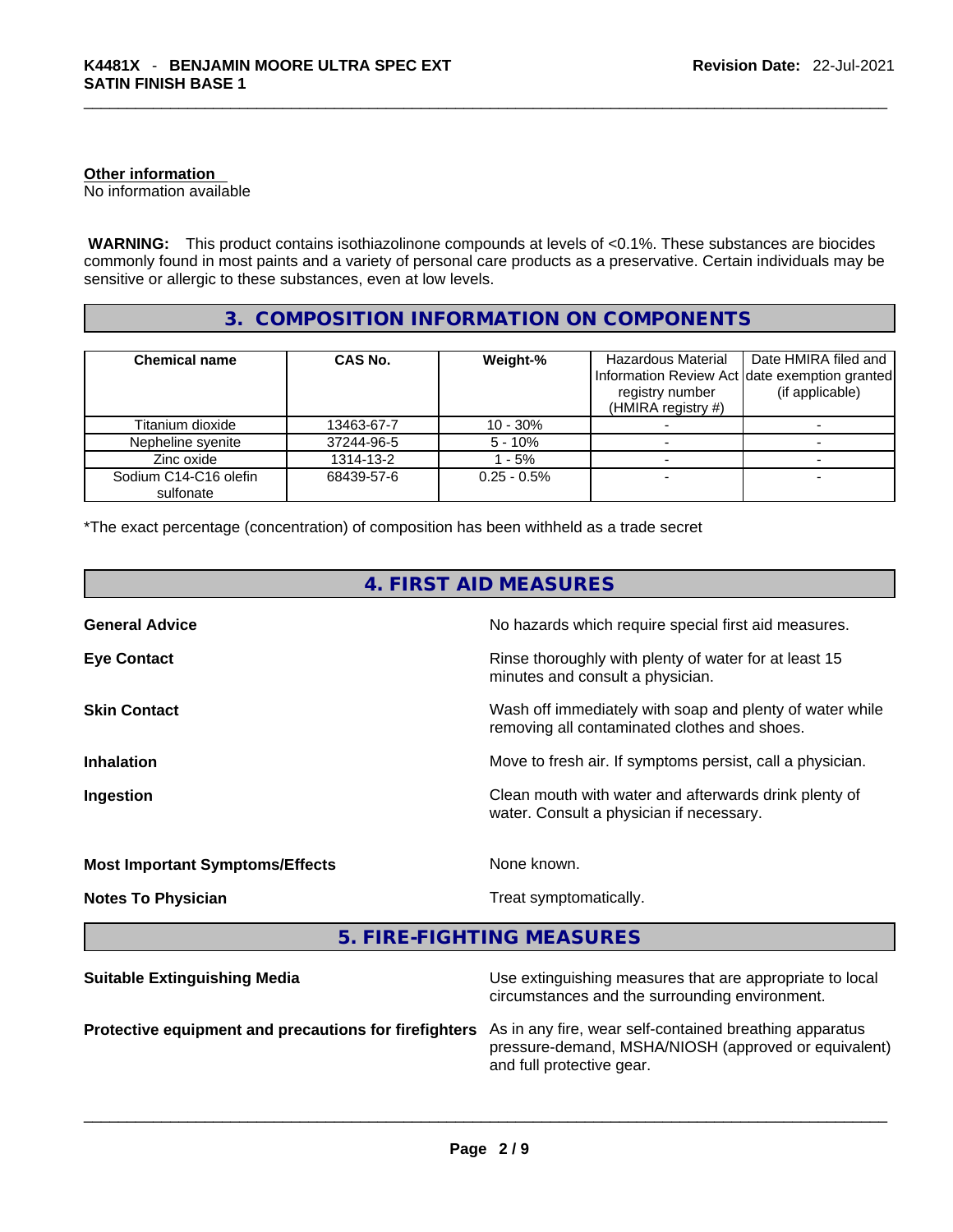**Other information**
No information available

**WARNING:** This product contains isothiazolinone compounds at levels of <0.1%. These substances are biocides commonly found in most paints and a variety of personal care products as a preservative. Certain individuals may be sensitive or allergic to these substances, even at low levels.

## 3. COMPOSITION INFORMATION ON COMPONENTS

| Chemical name | CAS No. | Weight-% | Hazardous Material Information Review Act registry number (HMIRA registry #) | Date HMIRA filed and date exemption granted (if applicable) |
|---|---|---|---|---|
| Titanium dioxide | 13463-67-7 | 10 - 30% | - | - |
| Nepheline syenite | 37244-96-5 | 5 - 10% | - | - |
| Zinc oxide | 1314-13-2 | 1 - 5% | - | - |
| Sodium C14-C16 olefin sulfonate | 68439-57-6 | 0.25 - 0.5% | - | - |

*The exact percentage (concentration) of composition has been withheld as a trade secret

## 4. FIRST AID MEASURES

**General Advice** No hazards which require special first aid measures.

**Eye Contact** Rinse thoroughly with plenty of water for at least 15 minutes and consult a physician.

**Skin Contact** Wash off immediately with soap and plenty of water while removing all contaminated clothes and shoes.

**Inhalation** Move to fresh air. If symptoms persist, call a physician.

**Ingestion** Clean mouth with water and afterwards drink plenty of water. Consult a physician if necessary.

**Most Important Symptoms/Effects** None known.

**Notes To Physician** Treat symptomatically.

## 5. FIRE-FIGHTING MEASURES

**Suitable Extinguishing Media** Use extinguishing measures that are appropriate to local circumstances and the surrounding environment.

**Protective equipment and precautions for firefighters** As in any fire, wear self-contained breathing apparatus pressure-demand, MSHA/NIOSH (approved or equivalent) and full protective gear.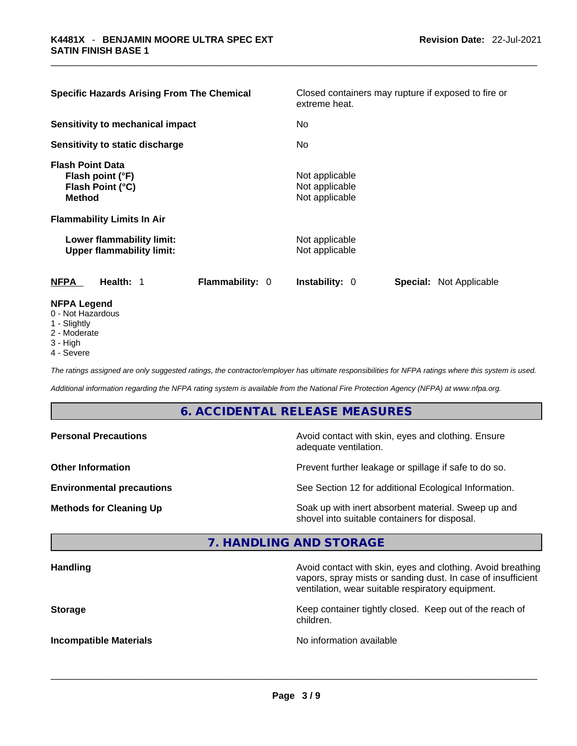| | |
|---|---|
| **Specific Hazards Arising From The Chemical** | Closed containers may rupture if exposed to fire or extreme heat. |
| **Sensitivity to mechanical impact** | No |
| **Sensitivity to static discharge** | No |
| **Flash Point Data** | |
| **Flash point (°F)** | Not applicable |
| **Flash Point (°C)** | Not applicable |
| **Method** | Not applicable |
| **Flammability Limits In Air** | |
| **Lower flammability limit:** | Not applicable |
| **Upper flammability limit:** | Not applicable |

**NFPA** **Health:** 1 **Flammability:** 0 **Instability:** 0 **Special:** Not Applicable

**NFPA Legend**

- 0 - Not Hazardous
- 1 - Slightly
- 2 - Moderate
- 3 - High
- 4 - Severe

*The ratings assigned are only suggested ratings, the contractor/employer has ultimate responsibilities for NFPA ratings where this system is used.*

*Additional information regarding the NFPA rating system is available from the National Fire Protection Agency (NFPA) at www.nfpa.org.*

## 6. ACCIDENTAL RELEASE MEASURES

| | |
|---|---|
| **Personal Precautions** | Avoid contact with skin, eyes and clothing. Ensure adequate ventilation. |
| **Other Information** | Prevent further leakage or spillage if safe to do so. |
| **Environmental precautions** | See Section 12 for additional Ecological Information. |
| **Methods for Cleaning Up** | Soak up with inert absorbent material. Sweep up and shovel into suitable containers for disposal. |

## 7. HANDLING AND STORAGE

| | |
|---|---|
| **Handling** | Avoid contact with skin, eyes and clothing. Avoid breathing vapors, spray mists or sanding dust. In case of insufficient ventilation, wear suitable respiratory equipment. |
| **Storage** | Keep container tightly closed. Keep out of the reach of children. |
| **Incompatible Materials** | No information available |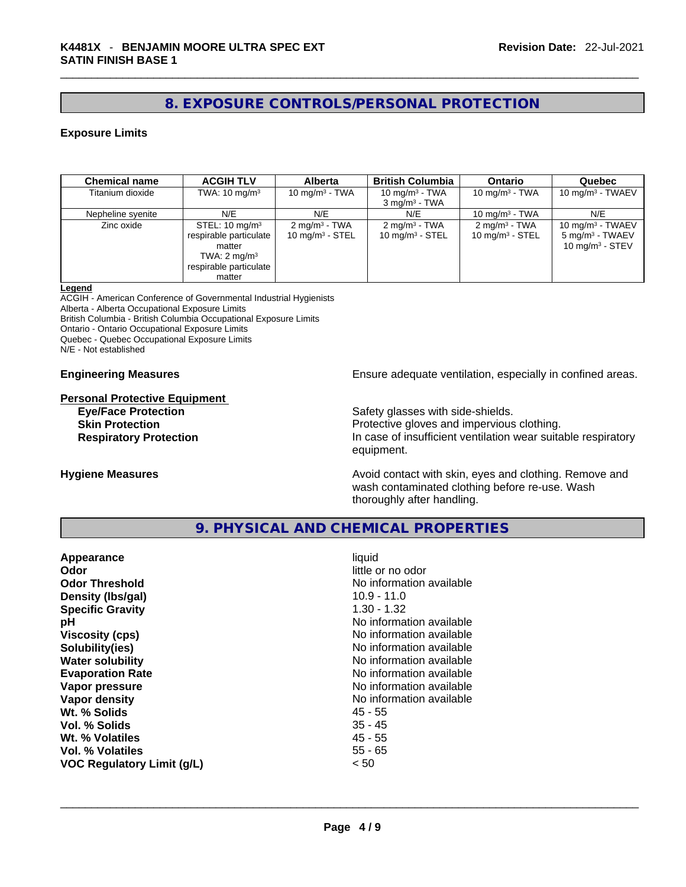## 8. EXPOSURE CONTROLS/PERSONAL PROTECTION

### Exposure Limits

| Chemical name | ACGIH TLV | Alberta | British Columbia | Ontario | Quebec |
|---|---|---|---|---|---|
| Titanium dioxide | TWA: 10 mg/m³ | 10 mg/m³ - TWA | 10 mg/m³ - TWA<br>3 mg/m³ - TWA | 10 mg/m³ - TWA | 10 mg/m³ - TWAEV |
| Nepheline syenite | N/E | N/E | N/E | 10 mg/m³ - TWA | N/E |
| Zinc oxide | STEL: 10 mg/m³ respirable particulate matter<br>TWA: 2 mg/m³ respirable particulate matter | 2 mg/m³ - TWA<br>10 mg/m³ - STEL | 2 mg/m³ - TWA<br>10 mg/m³ - STEL | 2 mg/m³ - TWA<br>10 mg/m³ - STEL | 10 mg/m³ - TWAEV<br>5 mg/m³ - TWAEV<br>10 mg/m³ - STEV |

**Legend**
ACGIH - American Conference of Governmental Industrial Hygienists
Alberta - Alberta Occupational Exposure Limits
British Columbia - British Columbia Occupational Exposure Limits
Ontario - Ontario Occupational Exposure Limits
Quebec - Quebec Occupational Exposure Limits
N/E - Not established

**Engineering Measures** Ensure adequate ventilation, especially in confined areas.

**Personal Protective Equipment**

**Eye/Face Protection** Safety glasses with side-shields.

**Skin Protection** Protective gloves and impervious clothing.

**Respiratory Protection** In case of insufficient ventilation wear suitable respiratory equipment.

**Hygiene Measures** Avoid contact with skin, eyes and clothing. Remove and wash contaminated clothing before re-use. Wash thoroughly after handling.

## 9. PHYSICAL AND CHEMICAL PROPERTIES

| | |
|---|---|
| **Appearance** | liquid |
| **Odor** | little or no odor |
| **Odor Threshold** | No information available |
| **Density (lbs/gal)** | 10.9 - 11.0 |
| **Specific Gravity** | 1.30 - 1.32 |
| **pH** | No information available |
| **Viscosity (cps)** | No information available |
| **Solubility(ies)** | No information available |
| **Water solubility** | No information available |
| **Evaporation Rate** | No information available |
| **Vapor pressure** | No information available |
| **Vapor density** | No information available |
| **Wt. % Solids** | 45 - 55 |
| **Vol. % Solids** | 35 - 45 |
| **Wt. % Volatiles** | 45 - 55 |
| **Vol. % Volatiles** | 55 - 65 |
| **VOC Regulatory Limit (g/L)** | < 50 |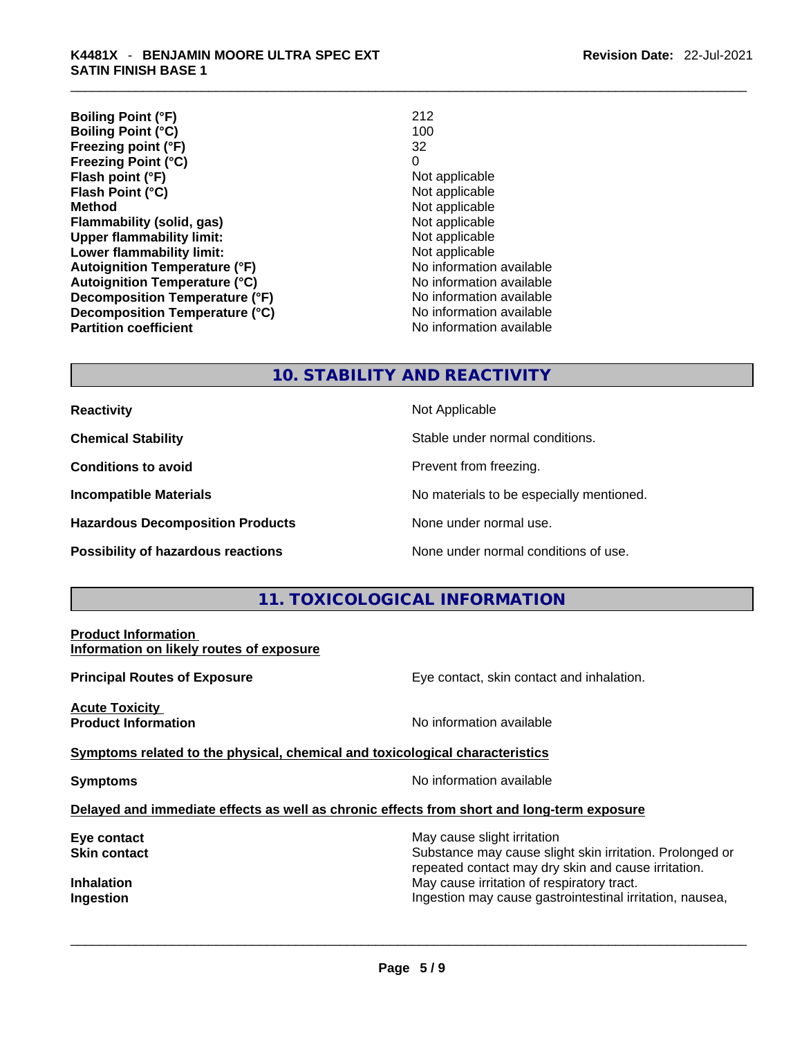| | |
|---|---|
| **Boiling Point (°F)** | 212 |
| **Boiling Point (°C)** | 100 |
| **Freezing point (°F)** | 32 |
| **Freezing Point (°C)** | 0 |
| **Flash point (°F)** | Not applicable |
| **Flash Point (°C)** | Not applicable |
| **Method** | Not applicable |
| **Flammability (solid, gas)** | Not applicable |
| **Upper flammability limit:** | Not applicable |
| **Lower flammability limit:** | Not applicable |
| **Autoignition Temperature (°F)** | No information available |
| **Autoignition Temperature (°C)** | No information available |
| **Decomposition Temperature (°F)** | No information available |
| **Decomposition Temperature (°C)** | No information available |
| **Partition coefficient** | No information available |

## 10. STABILITY AND REACTIVITY

| | |
|---|---|
| **Reactivity** | Not Applicable |
| **Chemical Stability** | Stable under normal conditions. |
| **Conditions to avoid** | Prevent from freezing. |
| **Incompatible Materials** | No materials to be especially mentioned. |
| **Hazardous Decomposition Products** | None under normal use. |
| **Possibility of hazardous reactions** | None under normal conditions of use. |

## 11. TOXICOLOGICAL INFORMATION

**Product Information**
**Information on likely routes of exposure**

**Principal Routes of Exposure** — Eye contact, skin contact and inhalation.

**Acute Toxicity**
**Product Information** — No information available

**Symptoms related to the physical, chemical and toxicological characteristics**

**Symptoms** — No information available

**Delayed and immediate effects as well as chronic effects from short and long-term exposure**

| | |
|---|---|
| **Eye contact** | May cause slight irritation |
| **Skin contact** | Substance may cause slight skin irritation. Prolonged or repeated contact may dry skin and cause irritation. |
| **Inhalation** | May cause irritation of respiratory tract. |
| **Ingestion** | Ingestion may cause gastrointestinal irritation, nausea, |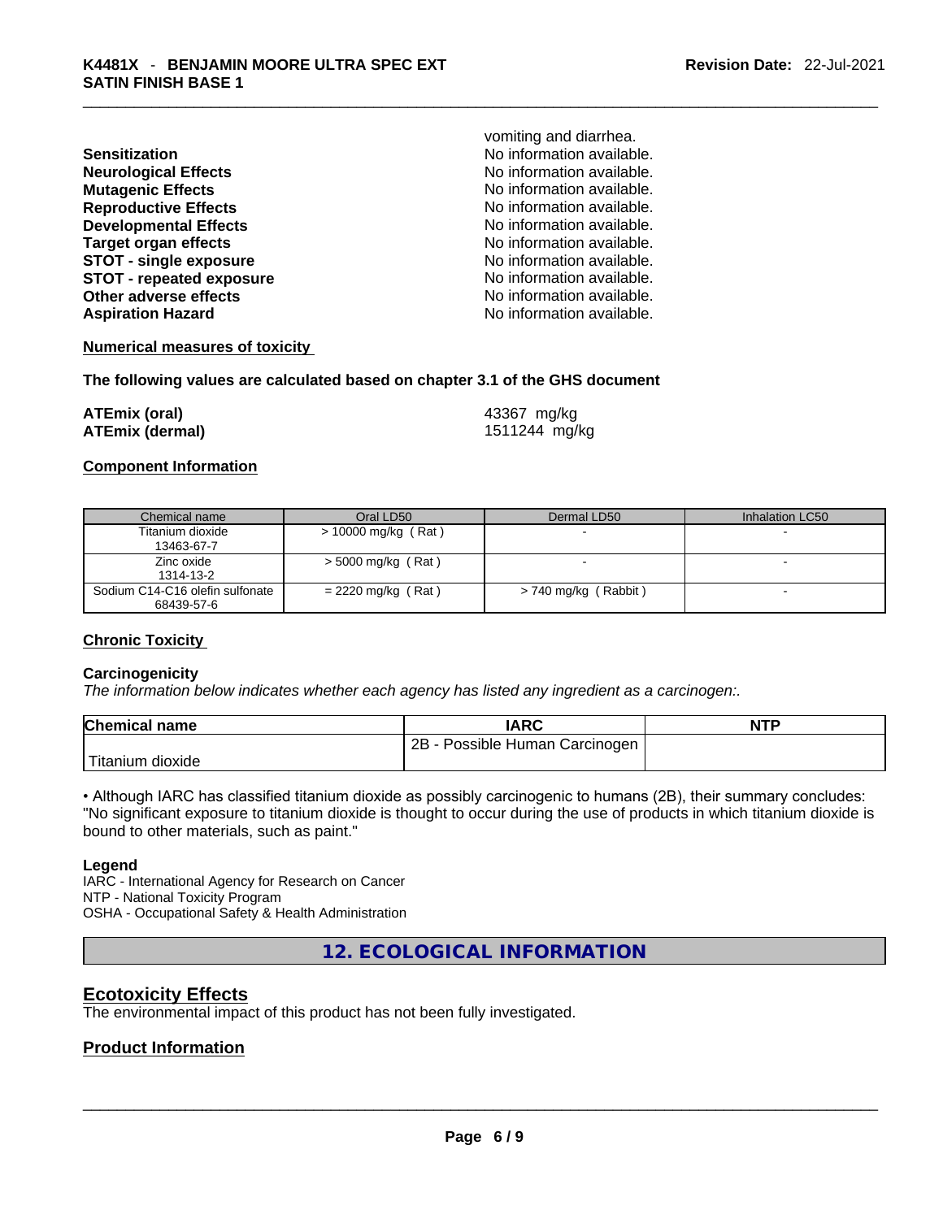vomiting and diarrhea.

| | |
|---|---|
| **Sensitization** | No information available. |
| **Neurological Effects** | No information available. |
| **Mutagenic Effects** | No information available. |
| **Reproductive Effects** | No information available. |
| **Developmental Effects** | No information available. |
| **Target organ effects** | No information available. |
| **STOT - single exposure** | No information available. |
| **STOT - repeated exposure** | No information available. |
| **Other adverse effects** | No information available. |
| **Aspiration Hazard** | No information available. |

**Numerical measures of toxicity**

**The following values are calculated based on chapter 3.1 of the GHS document**

| | |
|---|---|
| **ATEmix (oral)** | 43367 mg/kg |
| **ATEmix (dermal)** | 1511244 mg/kg |

**Component Information**

| Chemical name | Oral LD50 | Dermal LD50 | Inhalation LC50 |
|---|---|---|---|
| Titanium dioxide<br>13463-67-7 | > 10000 mg/kg ( Rat ) | - | - |
| Zinc oxide<br>1314-13-2 | > 5000 mg/kg ( Rat ) | - | - |
| Sodium C14-C16 olefin sulfonate<br>68439-57-6 | = 2220 mg/kg ( Rat ) | > 740 mg/kg ( Rabbit ) | - |

**Chronic Toxicity**

**Carcinogenicity**

*The information below indicates whether each agency has listed any ingredient as a carcinogen:.*

| Chemical name | IARC | NTP |
|---|---|---|
| Titanium dioxide | 2B - Possible Human Carcinogen | |

• Although IARC has classified titanium dioxide as possibly carcinogenic to humans (2B), their summary concludes: "No significant exposure to titanium dioxide is thought to occur during the use of products in which titanium dioxide is bound to other materials, such as paint."

**Legend**

IARC - International Agency for Research on Cancer
NTP - National Toxicity Program
OSHA - Occupational Safety & Health Administration

## 12. ECOLOGICAL INFORMATION

## Ecotoxicity Effects

The environmental impact of this product has not been fully investigated.

## Product Information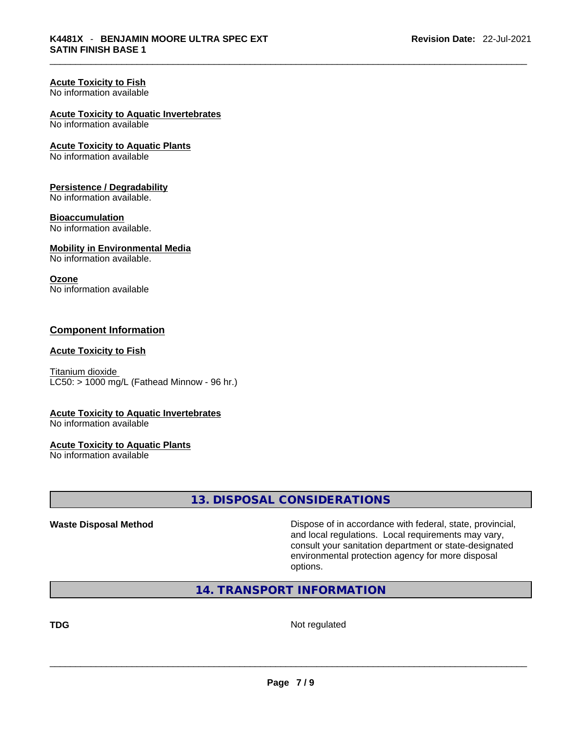**Acute Toxicity to Fish**
No information available

**Acute Toxicity to Aquatic Invertebrates**
No information available

**Acute Toxicity to Aquatic Plants**
No information available

**Persistence / Degradability**
No information available.

**Bioaccumulation**
No information available.

**Mobility in Environmental Media**
No information available.

**Ozone**
No information available

## Component Information

**Acute Toxicity to Fish**

Titanium dioxide
LC50: > 1000 mg/L (Fathead Minnow - 96 hr.)

**Acute Toxicity to Aquatic Invertebrates**
No information available

**Acute Toxicity to Aquatic Plants**
No information available

## 13. DISPOSAL CONSIDERATIONS

| | |
|---|---|
| **Waste Disposal Method** | Dispose of in accordance with federal, state, provincial, and local regulations. Local requirements may vary, consult your sanitation department or state-designated environmental protection agency for more disposal options. |

## 14. TRANSPORT INFORMATION

| | |
|---|---|
| **TDG** | Not regulated |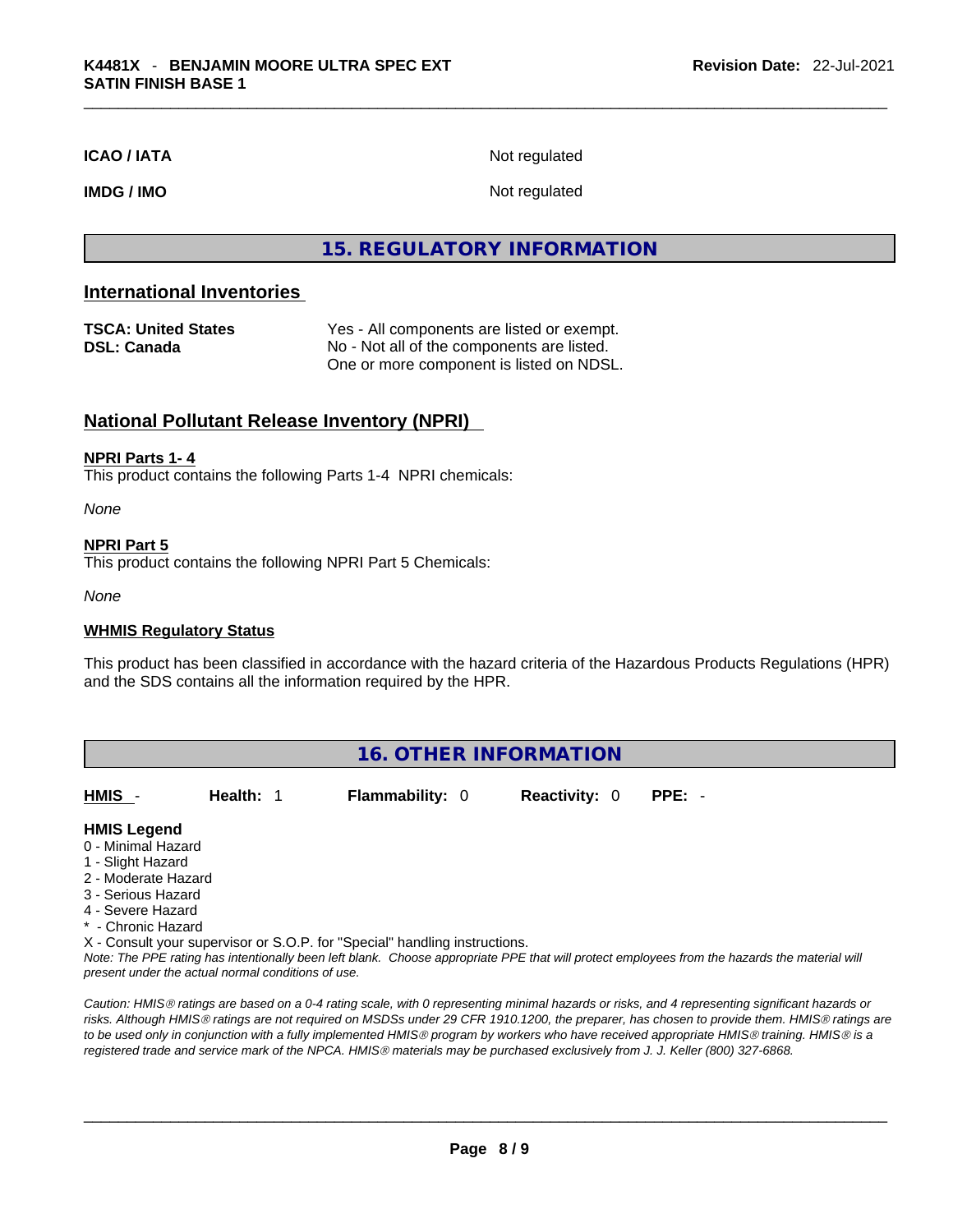| | |
|---|---|
| **ICAO / IATA** | Not regulated |
| **IMDG / IMO** | Not regulated |

# 15. REGULATORY INFORMATION

## International Inventories

| | |
|---|---|
| **TSCA: United States** | Yes - All components are listed or exempt. |
| **DSL: Canada** | No - Not all of the components are listed. One or more component is listed on NDSL. |

## National Pollutant Release Inventory (NPRI)

**NPRI Parts 1- 4**

This product contains the following Parts 1-4 NPRI chemicals:

*None*

**NPRI Part 5**

This product contains the following NPRI Part 5 Chemicals:

*None*

**WHMIS Regulatory Status**

This product has been classified in accordance with the hazard criteria of the Hazardous Products Regulations (HPR) and the SDS contains all the information required by the HPR.

# 16. OTHER INFORMATION

| HMIS - | Health: 1 | Flammability: 0 | Reactivity: 0 | PPE: - |
|---|---|---|---|---|

**HMIS Legend**

0 - Minimal Hazard
1 - Slight Hazard
2 - Moderate Hazard
3 - Serious Hazard
4 - Severe Hazard
* - Chronic Hazard
X - Consult your supervisor or S.O.P. for "Special" handling instructions.

*Note: The PPE rating has intentionally been left blank. Choose appropriate PPE that will protect employees from the hazards the material will present under the actual normal conditions of use.*

*Caution: HMIS® ratings are based on a 0-4 rating scale, with 0 representing minimal hazards or risks, and 4 representing significant hazards or risks. Although HMIS® ratings are not required on MSDSs under 29 CFR 1910.1200, the preparer, has chosen to provide them. HMIS® ratings are to be used only in conjunction with a fully implemented HMIS® program by workers who have received appropriate HMIS® training. HMIS® is a registered trade and service mark of the NPCA. HMIS® materials may be purchased exclusively from J. J. Keller (800) 327-6868.*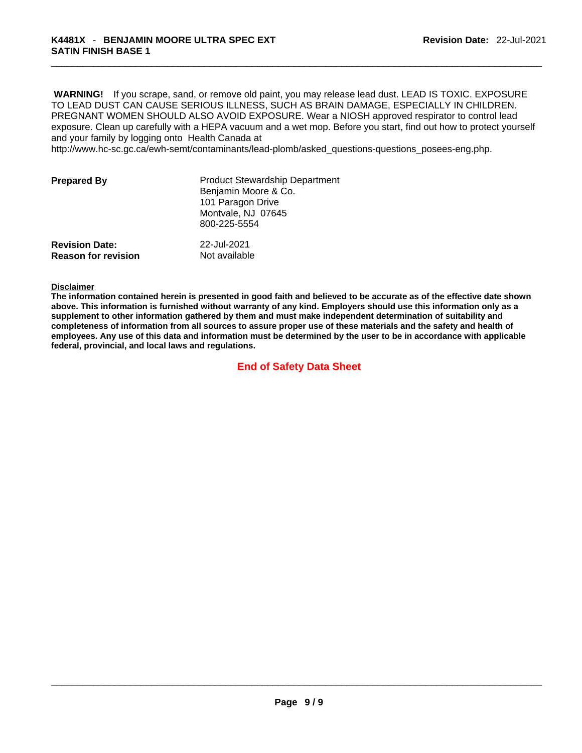**WARNING!** If you scrape, sand, or remove old paint, you may release lead dust. LEAD IS TOXIC. EXPOSURE TO LEAD DUST CAN CAUSE SERIOUS ILLNESS, SUCH AS BRAIN DAMAGE, ESPECIALLY IN CHILDREN. PREGNANT WOMEN SHOULD ALSO AVOID EXPOSURE. Wear a NIOSH approved respirator to control lead exposure. Clean up carefully with a HEPA vacuum and a wet mop. Before you start, find out how to protect yourself and your family by logging onto Health Canada at http://www.hc-sc.gc.ca/ewh-semt/contaminants/lead-plomb/asked_questions-questions_posees-eng.php.

| | |
|---|---|
| **Prepared By** | Product Stewardship Department<br>Benjamin Moore & Co.<br>101 Paragon Drive<br>Montvale, NJ 07645<br>800-225-5554 |
| **Revision Date:** | 22-Jul-2021 |
| **Reason for revision** | Not available |

**Disclaimer**

**The information contained herein is presented in good faith and believed to be accurate as of the effective date shown above. This information is furnished without warranty of any kind. Employers should use this information only as a supplement to other information gathered by them and must make independent determination of suitability and completeness of information from all sources to assure proper use of these materials and the safety and health of employees. Any use of this data and information must be determined by the user to be in accordance with applicable federal, provincial, and local laws and regulations.**

**End of Safety Data Sheet**